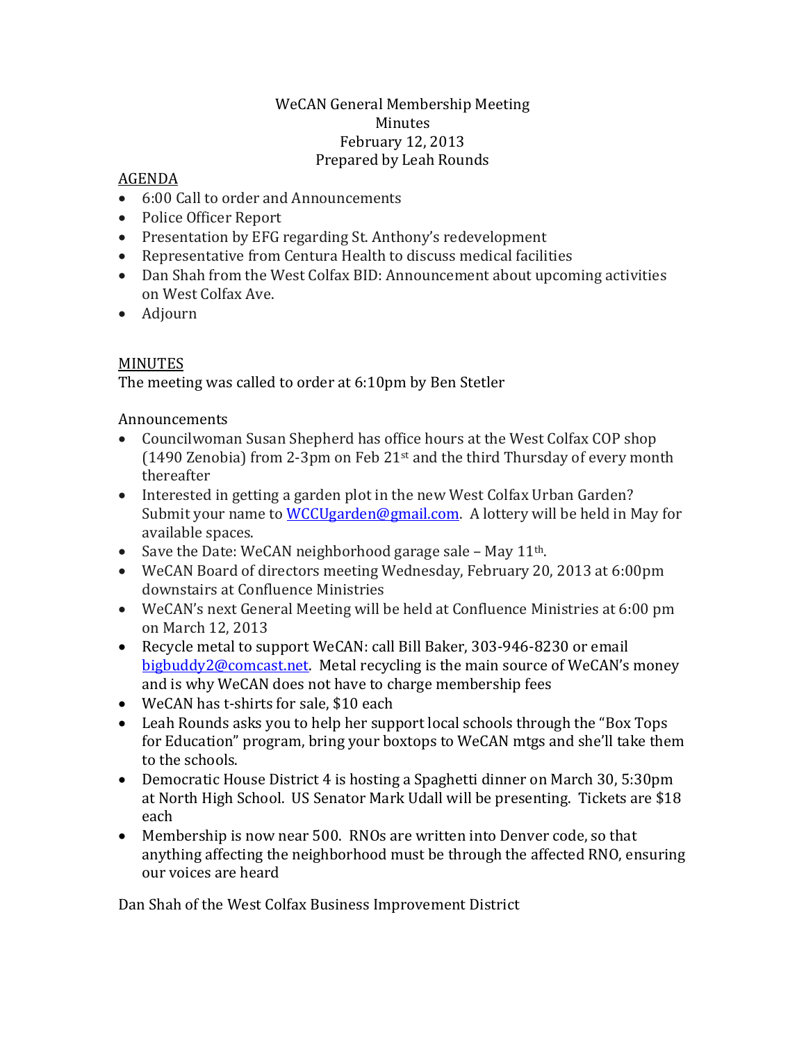WeCAN General Membership Meeting
Minutes
February 12, 2013
Prepared by Leah Rounds

AGENDA

- 6:00 Call to order and Announcements
- Police Officer Report
- Presentation by EFG regarding St. Anthony's redevelopment
- Representative from Centura Health to discuss medical facilities
- Dan Shah from the West Colfax BID: Announcement about upcoming activities on West Colfax Ave.
- Adjourn

MINUTES

The meeting was called to order at 6:10pm by Ben Stetler

Announcements

- Councilwoman Susan Shepherd has office hours at the West Colfax COP shop (1490 Zenobia) from 2-3pm on Feb 21st and the third Thursday of every month thereafter
- Interested in getting a garden plot in the new West Colfax Urban Garden? Submit your name to WCCUgarden@gmail.com. A lottery will be held in May for available spaces.
- Save the Date: WeCAN neighborhood garage sale – May 11th.
- WeCAN Board of directors meeting Wednesday, February 20, 2013 at 6:00pm downstairs at Confluence Ministries
- WeCAN's next General Meeting will be held at Confluence Ministries at 6:00 pm on March 12, 2013
- Recycle metal to support WeCAN: call Bill Baker, 303-946-8230 or email bigbuddy2@comcast.net. Metal recycling is the main source of WeCAN's money and is why WeCAN does not have to charge membership fees
- WeCAN has t-shirts for sale, $10 each
- Leah Rounds asks you to help her support local schools through the "Box Tops for Education" program, bring your boxtops to WeCAN mtgs and she'll take them to the schools.
- Democratic House District 4 is hosting a Spaghetti dinner on March 30, 5:30pm at North High School. US Senator Mark Udall will be presenting. Tickets are $18 each
- Membership is now near 500. RNOs are written into Denver code, so that anything affecting the neighborhood must be through the affected RNO, ensuring our voices are heard

Dan Shah of the West Colfax Business Improvement District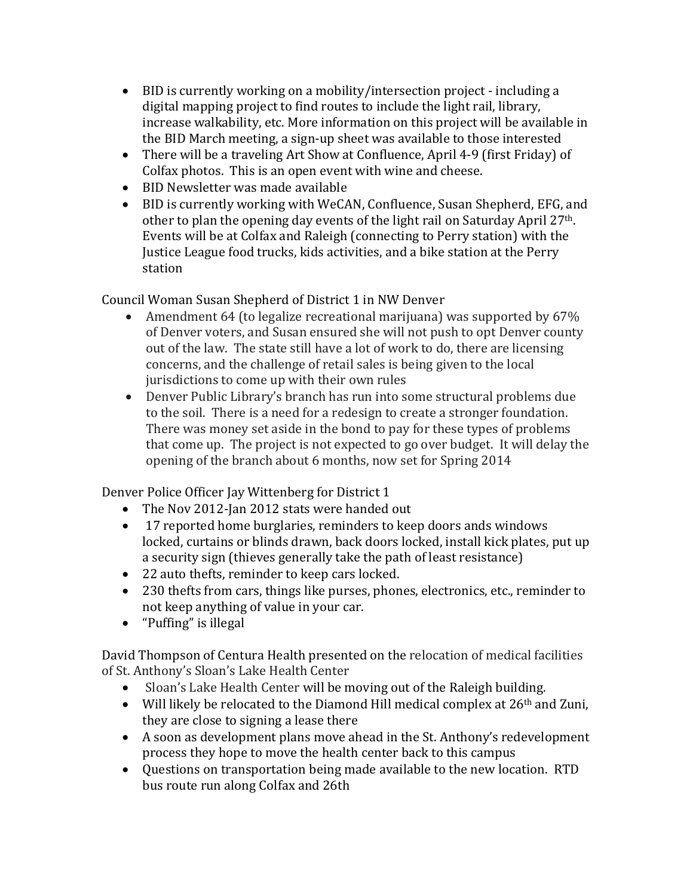- BID is currently working on a mobility/intersection project - including a digital mapping project to find routes to include the light rail, library, increase walkability, etc. More information on this project will be available in the BID March meeting, a sign-up sheet was available to those interested
- There will be a traveling Art Show at Confluence, April 4-9 (first Friday) of Colfax photos. This is an open event with wine and cheese.
- BID Newsletter was made available
- BID is currently working with WeCAN, Confluence, Susan Shepherd, EFG, and other to plan the opening day events of the light rail on Saturday April 27th. Events will be at Colfax and Raleigh (connecting to Perry station) with the Justice League food trucks, kids activities, and a bike station at the Perry station

Council Woman Susan Shepherd of District 1 in NW Denver

- Amendment 64 (to legalize recreational marijuana) was supported by 67% of Denver voters, and Susan ensured she will not push to opt Denver county out of the law. The state still have a lot of work to do, there are licensing concerns, and the challenge of retail sales is being given to the local jurisdictions to come up with their own rules
- Denver Public Library's branch has run into some structural problems due to the soil. There is a need for a redesign to create a stronger foundation. There was money set aside in the bond to pay for these types of problems that come up. The project is not expected to go over budget. It will delay the opening of the branch about 6 months, now set for Spring 2014

Denver Police Officer Jay Wittenberg for District 1

- The Nov 2012-Jan 2012 stats were handed out
- 17 reported home burglaries, reminders to keep doors ands windows locked, curtains or blinds drawn, back doors locked, install kick plates, put up a security sign (thieves generally take the path of least resistance)
- 22 auto thefts, reminder to keep cars locked.
- 230 thefts from cars, things like purses, phones, electronics, etc., reminder to not keep anything of value in your car.
- "Puffing" is illegal

David Thompson of Centura Health presented on the relocation of medical facilities of St. Anthony's Sloan's Lake Health Center

- Sloan's Lake Health Center will be moving out of the Raleigh building.
- Will likely be relocated to the Diamond Hill medical complex at 26th and Zuni, they are close to signing a lease there
- A soon as development plans move ahead in the St. Anthony's redevelopment process they hope to move the health center back to this campus
- Questions on transportation being made available to the new location. RTD bus route run along Colfax and 26th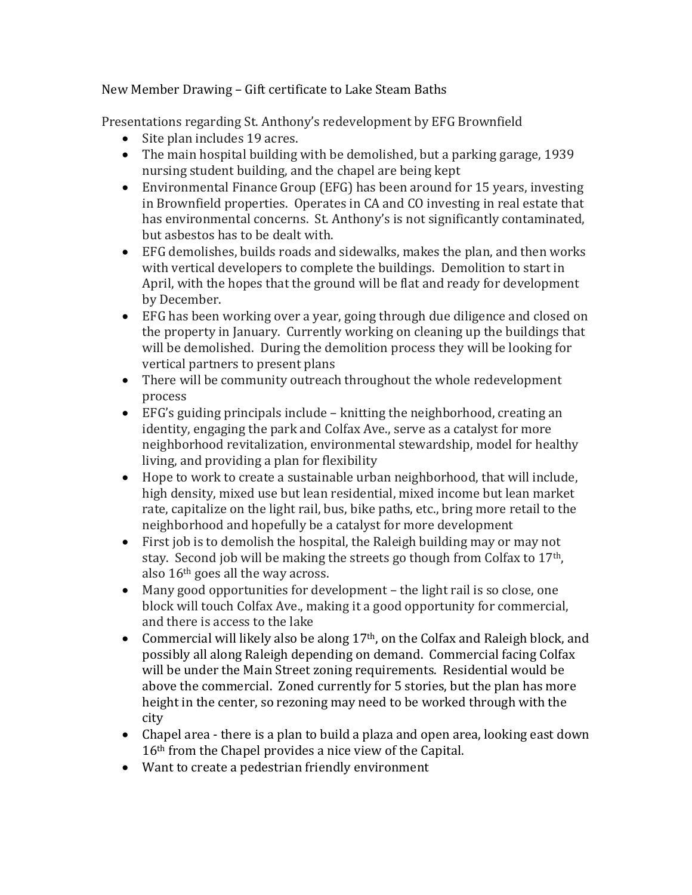New Member Drawing – Gift certificate to Lake Steam Baths

Presentations regarding St. Anthony's redevelopment by EFG Brownfield

- Site plan includes 19 acres.
- The main hospital building with be demolished, but a parking garage, 1939 nursing student building, and the chapel are being kept
- Environmental Finance Group (EFG) has been around for 15 years, investing in Brownfield properties. Operates in CA and CO investing in real estate that has environmental concerns. St. Anthony's is not significantly contaminated, but asbestos has to be dealt with.
- EFG demolishes, builds roads and sidewalks, makes the plan, and then works with vertical developers to complete the buildings. Demolition to start in April, with the hopes that the ground will be flat and ready for development by December.
- EFG has been working over a year, going through due diligence and closed on the property in January. Currently working on cleaning up the buildings that will be demolished. During the demolition process they will be looking for vertical partners to present plans
- There will be community outreach throughout the whole redevelopment process
- EFG's guiding principals include – knitting the neighborhood, creating an identity, engaging the park and Colfax Ave., serve as a catalyst for more neighborhood revitalization, environmental stewardship, model for healthy living, and providing a plan for flexibility
- Hope to work to create a sustainable urban neighborhood, that will include, high density, mixed use but lean residential, mixed income but lean market rate, capitalize on the light rail, bus, bike paths, etc., bring more retail to the neighborhood and hopefully be a catalyst for more development
- First job is to demolish the hospital, the Raleigh building may or may not stay. Second job will be making the streets go though from Colfax to 17th, also 16th goes all the way across.
- Many good opportunities for development – the light rail is so close, one block will touch Colfax Ave., making it a good opportunity for commercial, and there is access to the lake
- Commercial will likely also be along 17th, on the Colfax and Raleigh block, and possibly all along Raleigh depending on demand. Commercial facing Colfax will be under the Main Street zoning requirements. Residential would be above the commercial. Zoned currently for 5 stories, but the plan has more height in the center, so rezoning may need to be worked through with the city
- Chapel area - there is a plan to build a plaza and open area, looking east down 16th from the Chapel provides a nice view of the Capital.
- Want to create a pedestrian friendly environment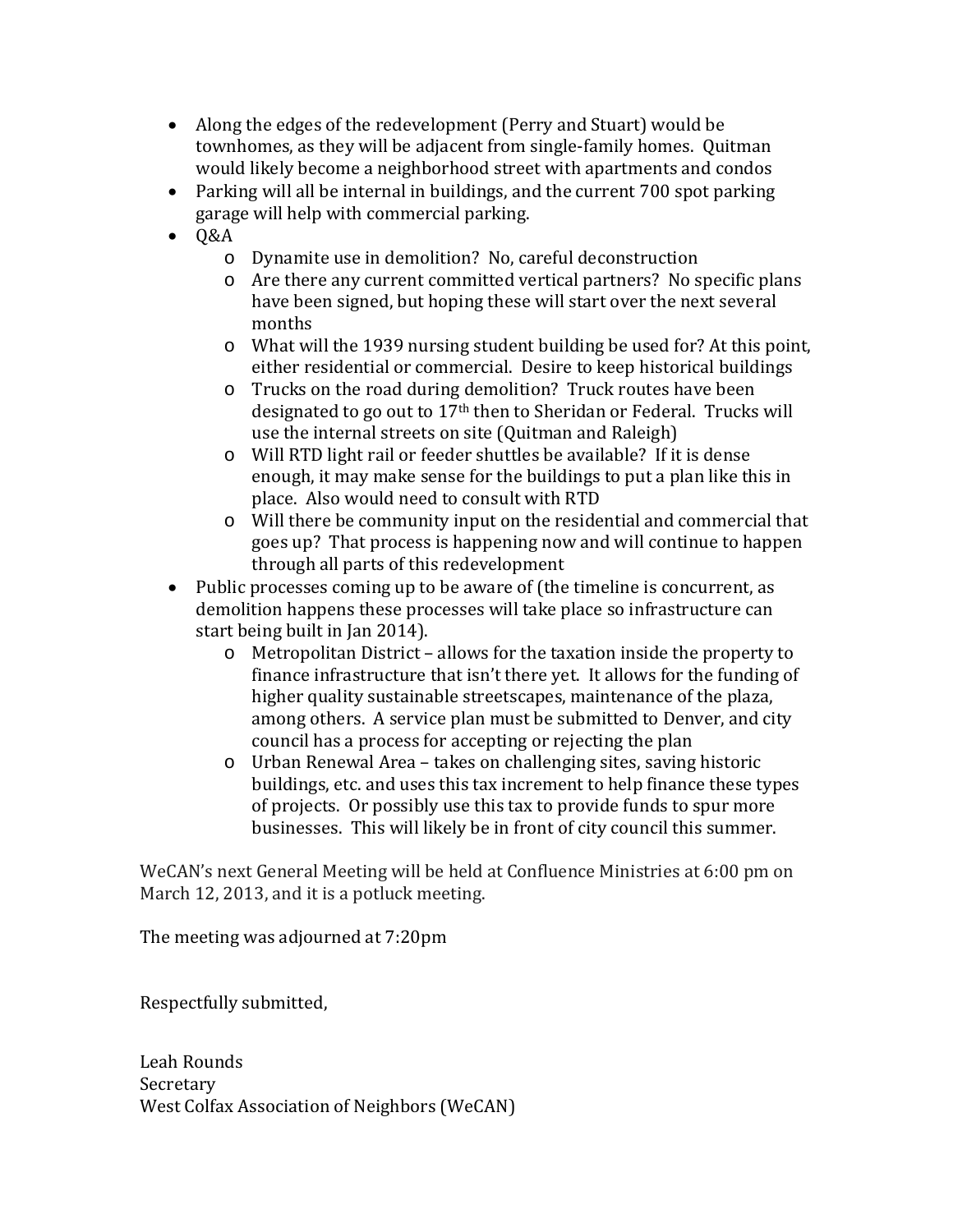- Along the edges of the redevelopment (Perry and Stuart) would be townhomes, as they will be adjacent from single-family homes. Quitman would likely become a neighborhood street with apartments and condos
- Parking will all be internal in buildings, and the current 700 spot parking garage will help with commercial parking.
- Q&A
  - Dynamite use in demolition? No, careful deconstruction
  - Are there any current committed vertical partners? No specific plans have been signed, but hoping these will start over the next several months
  - What will the 1939 nursing student building be used for? At this point, either residential or commercial. Desire to keep historical buildings
  - Trucks on the road during demolition? Truck routes have been designated to go out to 17th then to Sheridan or Federal. Trucks will use the internal streets on site (Quitman and Raleigh)
  - Will RTD light rail or feeder shuttles be available? If it is dense enough, it may make sense for the buildings to put a plan like this in place. Also would need to consult with RTD
  - Will there be community input on the residential and commercial that goes up? That process is happening now and will continue to happen through all parts of this redevelopment
- Public processes coming up to be aware of (the timeline is concurrent, as demolition happens these processes will take place so infrastructure can start being built in Jan 2014).
  - Metropolitan District – allows for the taxation inside the property to finance infrastructure that isn't there yet. It allows for the funding of higher quality sustainable streetscapes, maintenance of the plaza, among others. A service plan must be submitted to Denver, and city council has a process for accepting or rejecting the plan
  - Urban Renewal Area – takes on challenging sites, saving historic buildings, etc. and uses this tax increment to help finance these types of projects. Or possibly use this tax to provide funds to spur more businesses. This will likely be in front of city council this summer.

WeCAN's next General Meeting will be held at Confluence Ministries at 6:00 pm on March 12, 2013, and it is a potluck meeting.

The meeting was adjourned at 7:20pm

Respectfully submitted,

Leah Rounds
Secretary
West Colfax Association of Neighbors (WeCAN)